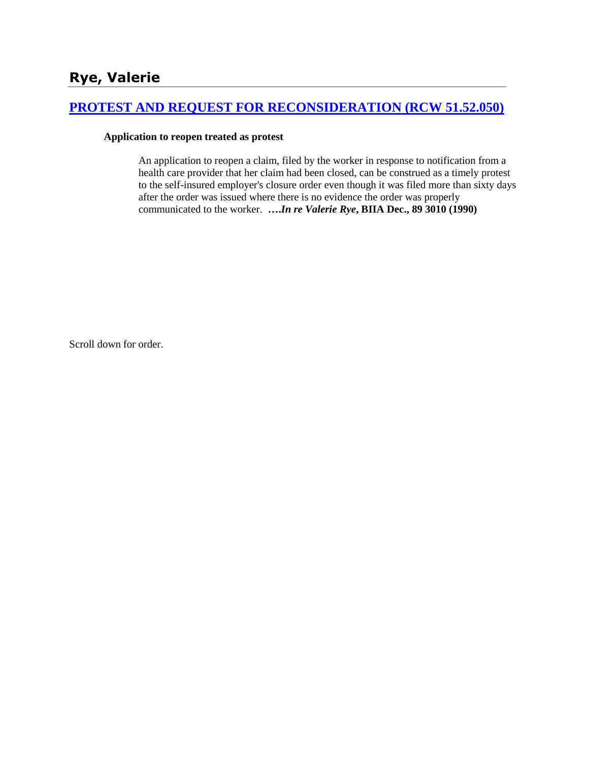# Rye, Valerie

## [PROTEST AND REQUEST FOR RECONSIDERATION (RCW 51.52.050)]

**Application to reopen treated as protest**

> An application to reopen a claim, filed by the worker in response to notification from a health care provider that her claim had been closed, can be construed as a timely protest to the self-insured employer's closure order even though it was filed more than sixty days after the order was issued where there is no evidence the order was properly communicated to the worker. **….*In re Valerie Rye*, BIIA Dec., 89 3010 (1990)**

Scroll down for order.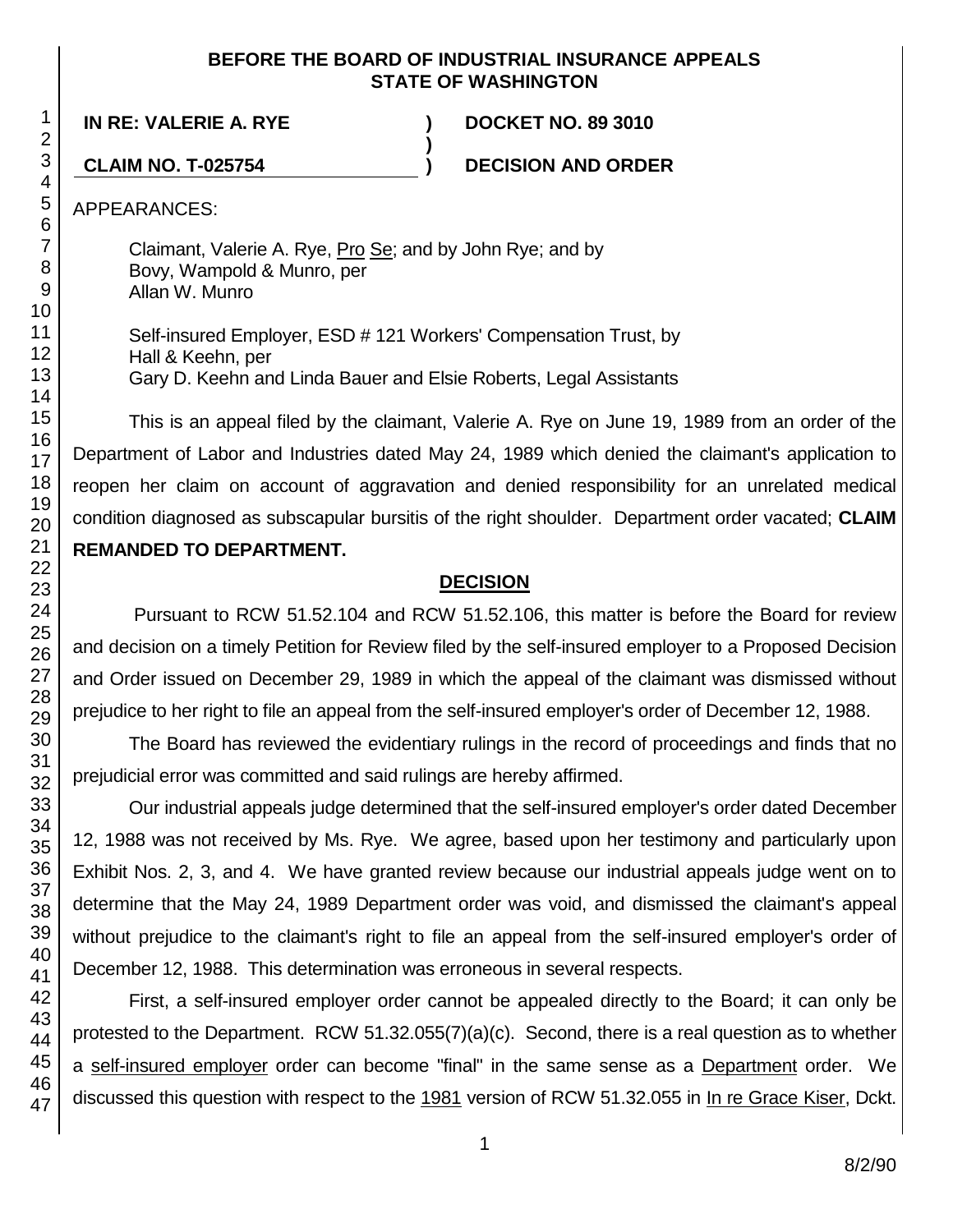**BEFORE THE BOARD OF INDUSTRIAL INSURANCE APPEALS STATE OF WASHINGTON**

| | | |
|---|---|---|
| **IN RE: VALERIE A. RYE** | **)** | **DOCKET NO. 89 3010** |
| | **)** | |
| **CLAIM NO. T-025754** | **)** | **DECISION AND ORDER** |

APPEARANCES:

Claimant, Valerie A. Rye, Pro Se; and by John Rye; and by Bovy, Wampold & Munro, per Allan W. Munro

Self-insured Employer, ESD # 121 Workers' Compensation Trust, by Hall & Keehn, per Gary D. Keehn and Linda Bauer and Elsie Roberts, Legal Assistants

This is an appeal filed by the claimant, Valerie A. Rye on June 19, 1989 from an order of the Department of Labor and Industries dated May 24, 1989 which denied the claimant's application to reopen her claim on account of aggravation and denied responsibility for an unrelated medical condition diagnosed as subscapular bursitis of the right shoulder. Department order vacated; **CLAIM REMANDED TO DEPARTMENT.**

## DECISION

Pursuant to RCW 51.52.104 and RCW 51.52.106, this matter is before the Board for review and decision on a timely Petition for Review filed by the self-insured employer to a Proposed Decision and Order issued on December 29, 1989 in which the appeal of the claimant was dismissed without prejudice to her right to file an appeal from the self-insured employer's order of December 12, 1988.

The Board has reviewed the evidentiary rulings in the record of proceedings and finds that no prejudicial error was committed and said rulings are hereby affirmed.

Our industrial appeals judge determined that the self-insured employer's order dated December 12, 1988 was not received by Ms. Rye. We agree, based upon her testimony and particularly upon Exhibit Nos. 2, 3, and 4. We have granted review because our industrial appeals judge went on to determine that the May 24, 1989 Department order was void, and dismissed the claimant's appeal without prejudice to the claimant's right to file an appeal from the self-insured employer's order of December 12, 1988. This determination was erroneous in several respects.

First, a self-insured employer order cannot be appealed directly to the Board; it can only be protested to the Department. RCW 51.32.055(7)(a)(c). Second, there is a real question as to whether a self-insured employer order can become "final" in the same sense as a Department order. We discussed this question with respect to the 1981 version of RCW 51.32.055 in In re Grace Kiser, Dckt.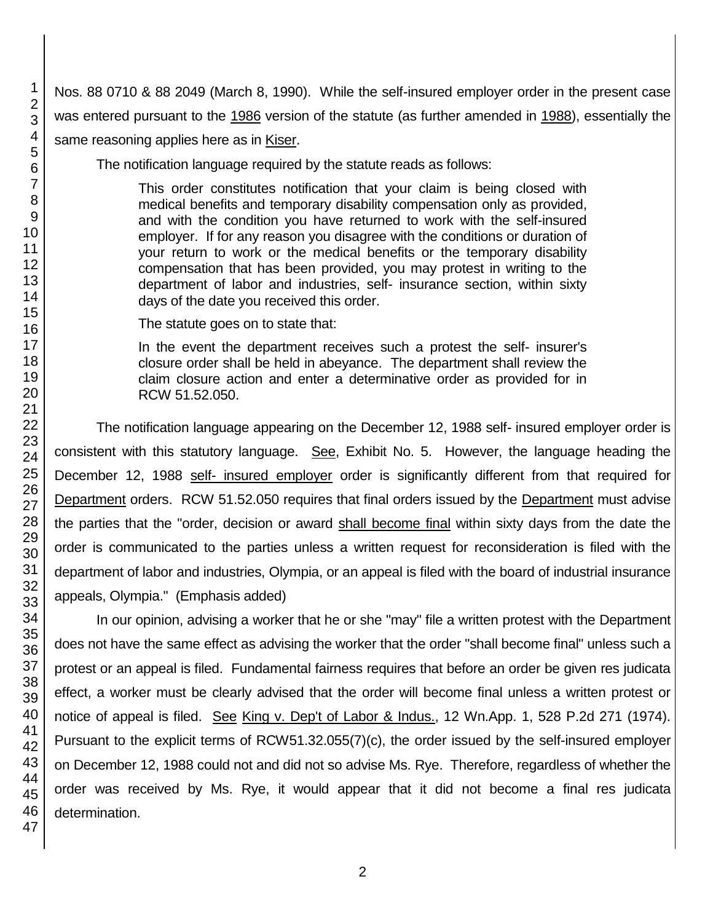Nos. 88 0710 & 88 2049 (March 8, 1990). While the self-insured employer order in the present case was entered pursuant to the 1986 version of the statute (as further amended in 1988), essentially the same reasoning applies here as in Kiser.

The notification language required by the statute reads as follows:

> This order constitutes notification that your claim is being closed with medical benefits and temporary disability compensation only as provided, and with the condition you have returned to work with the self-insured employer. If for any reason you disagree with the conditions or duration of your return to work or the medical benefits or the temporary disability compensation that has been provided, you may protest in writing to the department of labor and industries, self- insurance section, within sixty days of the date you received this order.

The statute goes on to state that:

> In the event the department receives such a protest the self- insurer's closure order shall be held in abeyance. The department shall review the claim closure action and enter a determinative order as provided for in RCW 51.52.050.

The notification language appearing on the December 12, 1988 self- insured employer order is consistent with this statutory language. See, Exhibit No. 5. However, the language heading the December 12, 1988 self- insured employer order is significantly different from that required for Department orders. RCW 51.52.050 requires that final orders issued by the Department must advise the parties that the "order, decision or award shall become final within sixty days from the date the order is communicated to the parties unless a written request for reconsideration is filed with the department of labor and industries, Olympia, or an appeal is filed with the board of industrial insurance appeals, Olympia." (Emphasis added)

In our opinion, advising a worker that he or she "may" file a written protest with the Department does not have the same effect as advising the worker that the order "shall become final" unless such a protest or an appeal is filed. Fundamental fairness requires that before an order be given res judicata effect, a worker must be clearly advised that the order will become final unless a written protest or notice of appeal is filed. See King v. Dep't of Labor & Indus., 12 Wn.App. 1, 528 P.2d 271 (1974). Pursuant to the explicit terms of RCW51.32.055(7)(c), the order issued by the self-insured employer on December 12, 1988 could not and did not so advise Ms. Rye. Therefore, regardless of whether the order was received by Ms. Rye, it would appear that it did not become a final res judicata determination.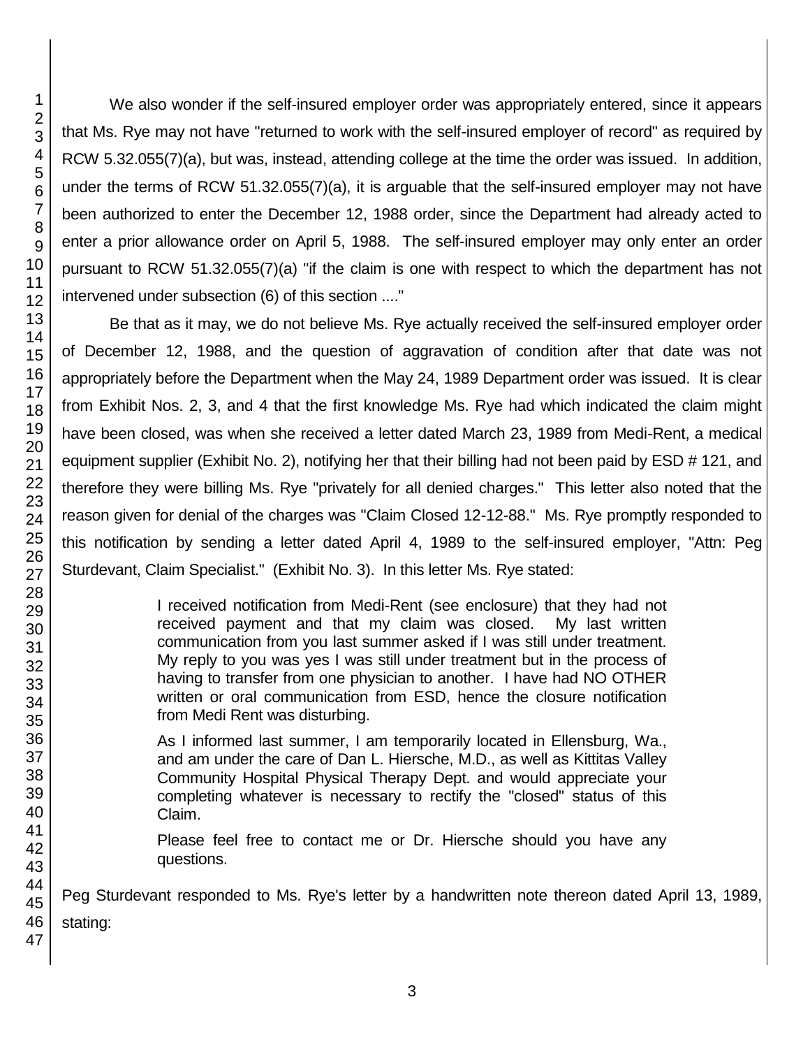We also wonder if the self-insured employer order was appropriately entered, since it appears that Ms. Rye may not have "returned to work with the self-insured employer of record" as required by RCW 5.32.055(7)(a), but was, instead, attending college at the time the order was issued. In addition, under the terms of RCW 51.32.055(7)(a), it is arguable that the self-insured employer may not have been authorized to enter the December 12, 1988 order, since the Department had already acted to enter a prior allowance order on April 5, 1988. The self-insured employer may only enter an order pursuant to RCW 51.32.055(7)(a) "if the claim is one with respect to which the department has not intervened under subsection (6) of this section ...."

Be that as it may, we do not believe Ms. Rye actually received the self-insured employer order of December 12, 1988, and the question of aggravation of condition after that date was not appropriately before the Department when the May 24, 1989 Department order was issued. It is clear from Exhibit Nos. 2, 3, and 4 that the first knowledge Ms. Rye had which indicated the claim might have been closed, was when she received a letter dated March 23, 1989 from Medi-Rent, a medical equipment supplier (Exhibit No. 2), notifying her that their billing had not been paid by ESD # 121, and therefore they were billing Ms. Rye "privately for all denied charges." This letter also noted that the reason given for denial of the charges was "Claim Closed 12-12-88." Ms. Rye promptly responded to this notification by sending a letter dated April 4, 1989 to the self-insured employer, "Attn: Peg Sturdevant, Claim Specialist." (Exhibit No. 3). In this letter Ms. Rye stated:

> I received notification from Medi-Rent (see enclosure) that they had not received payment and that my claim was closed. My last written communication from you last summer asked if I was still under treatment. My reply to you was yes I was still under treatment but in the process of having to transfer from one physician to another. I have had NO OTHER written or oral communication from ESD, hence the closure notification from Medi Rent was disturbing.
>
> As I informed last summer, I am temporarily located in Ellensburg, Wa., and am under the care of Dan L. Hiersche, M.D., as well as Kittitas Valley Community Hospital Physical Therapy Dept. and would appreciate your completing whatever is necessary to rectify the "closed" status of this Claim.
>
> Please feel free to contact me or Dr. Hiersche should you have any questions.

Peg Sturdevant responded to Ms. Rye's letter by a handwritten note thereon dated April 13, 1989, stating: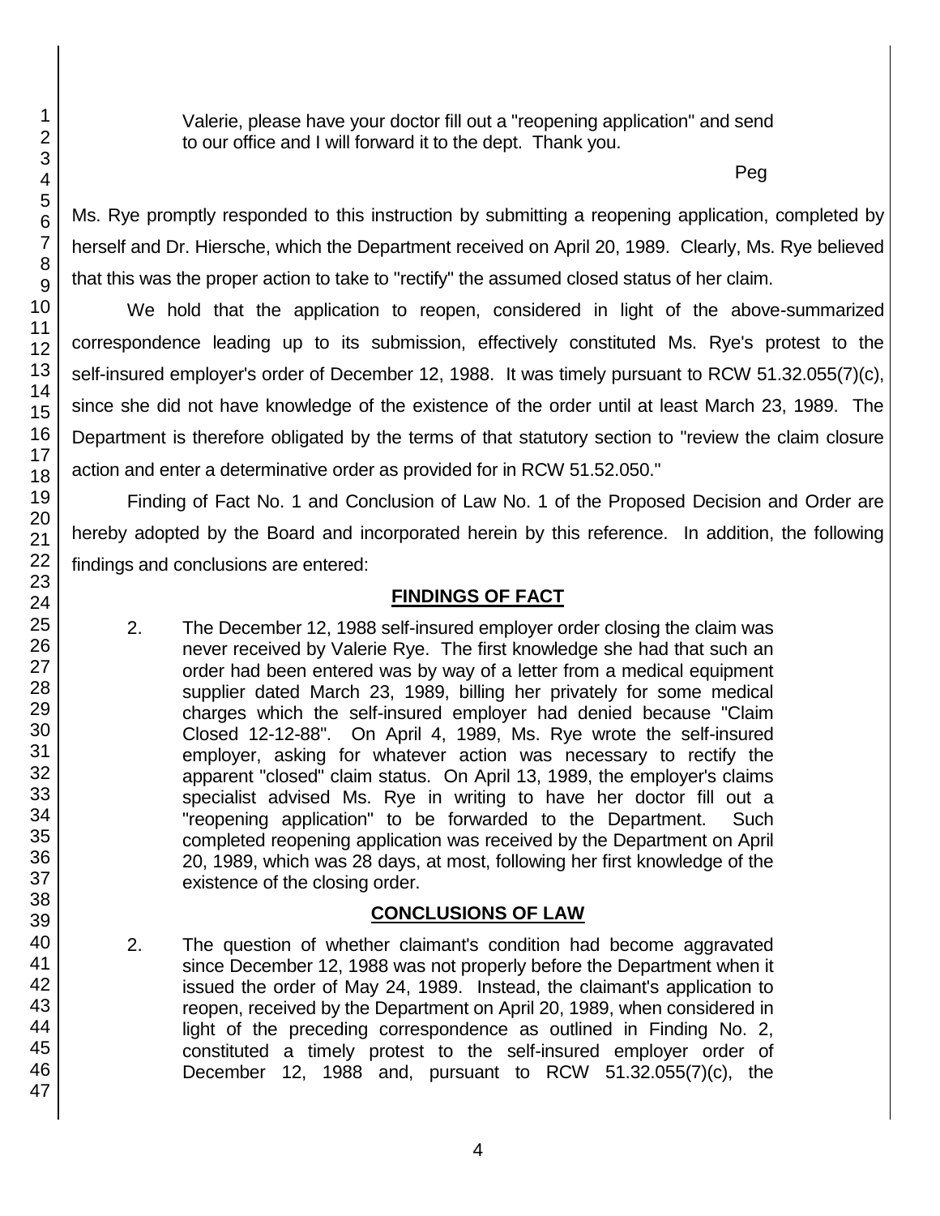Valerie, please have your doctor fill out a "reopening application" and send to our office and I will forward it to the dept. Thank you.

Peg

Ms. Rye promptly responded to this instruction by submitting a reopening application, completed by herself and Dr. Hiersche, which the Department received on April 20, 1989. Clearly, Ms. Rye believed that this was the proper action to take to "rectify" the assumed closed status of her claim.

We hold that the application to reopen, considered in light of the above-summarized correspondence leading up to its submission, effectively constituted Ms. Rye's protest to the self-insured employer's order of December 12, 1988. It was timely pursuant to RCW 51.32.055(7)(c), since she did not have knowledge of the existence of the order until at least March 23, 1989. The Department is therefore obligated by the terms of that statutory section to "review the claim closure action and enter a determinative order as provided for in RCW 51.52.050."

Finding of Fact No. 1 and Conclusion of Law No. 1 of the Proposed Decision and Order are hereby adopted by the Board and incorporated herein by this reference. In addition, the following findings and conclusions are entered:

## FINDINGS OF FACT

2. The December 12, 1988 self-insured employer order closing the claim was never received by Valerie Rye. The first knowledge she had that such an order had been entered was by way of a letter from a medical equipment supplier dated March 23, 1989, billing her privately for some medical charges which the self-insured employer had denied because "Claim Closed 12-12-88". On April 4, 1989, Ms. Rye wrote the self-insured employer, asking for whatever action was necessary to rectify the apparent "closed" claim status. On April 13, 1989, the employer's claims specialist advised Ms. Rye in writing to have her doctor fill out a "reopening application" to be forwarded to the Department. Such completed reopening application was received by the Department on April 20, 1989, which was 28 days, at most, following her first knowledge of the existence of the closing order.

## CONCLUSIONS OF LAW

2. The question of whether claimant's condition had become aggravated since December 12, 1988 was not properly before the Department when it issued the order of May 24, 1989. Instead, the claimant's application to reopen, received by the Department on April 20, 1989, when considered in light of the preceding correspondence as outlined in Finding No. 2, constituted a timely protest to the self-insured employer order of December 12, 1988 and, pursuant to RCW 51.32.055(7)(c), the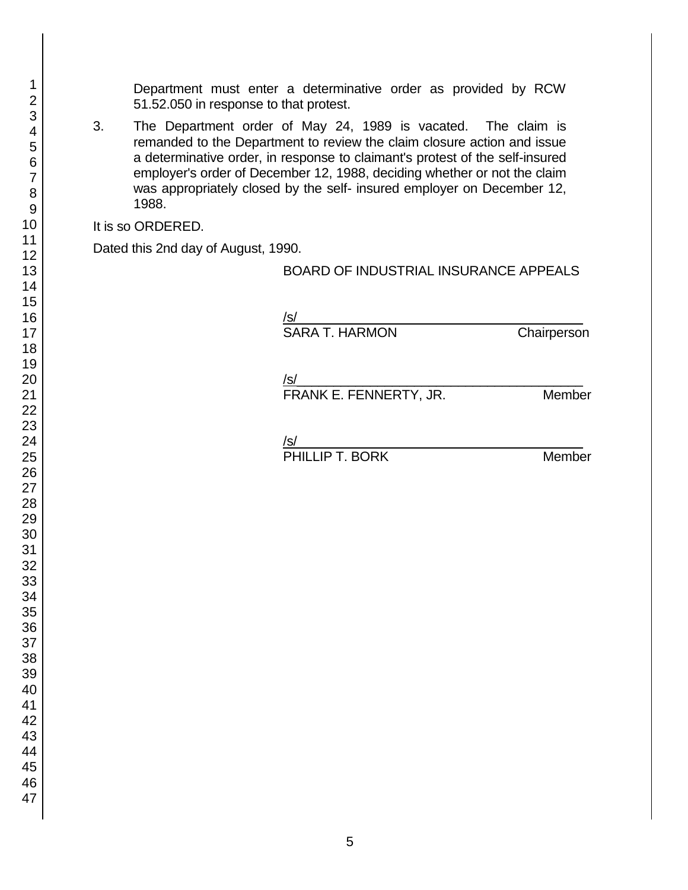Department must enter a determinative order as provided by RCW 51.52.050 in response to that protest.

3. The Department order of May 24, 1989 is vacated. The claim is remanded to the Department to review the claim closure action and issue a determinative order, in response to claimant's protest of the self-insured employer's order of December 12, 1988, deciding whether or not the claim was appropriately closed by the self- insured employer on December 12, 1988.

It is so ORDERED.

Dated this 2nd day of August, 1990.

BOARD OF INDUSTRIAL INSURANCE APPEALS

/s/
SARA T. HARMON Chairperson

/s/
FRANK E. FENNERTY, JR. Member

/s/
PHILLIP T. BORK Member